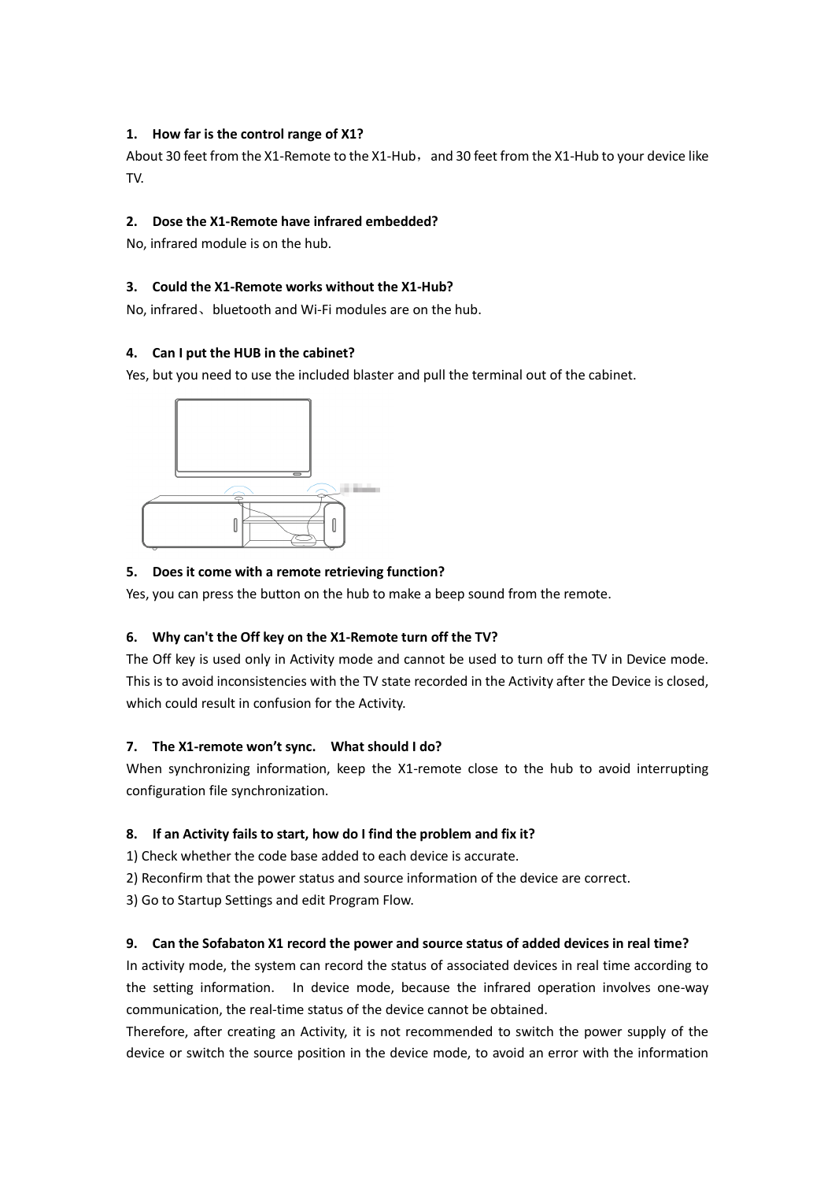**1. How far is the control range of X1?**

About 30 feet from the X1-Remote to the X1-Hub， and 30 feet from the X1-Hub to your device like TV.

**2. Dose the X1-Remote have infrared embedded?**

No, infrared module is on the hub.

**3. Could the X1-Remote works without the X1-Hub?**

No, infrared、bluetooth and Wi-Fi modules are on the hub.

**4. Can I put the HUB in the cabinet?**

Yes, but you need to use the included blaster and pull the terminal out of the cabinet.

**5. Does it come with a remote retrieving function?**

Yes, you can press the button on the hub to make a beep sound from the remote.

**6. Why can't the Off key on the X1-Remote turn off the TV?**

The Off key is used only in Activity mode and cannot be used to turn off the TV in Device mode. This is to avoid inconsistencies with the TV state recorded in the Activity after the Device is closed, which could result in confusion for the Activity.

**7. The X1-remote won't sync. What should I do?**

When synchronizing information, keep the X1-remote close to the hub to avoid interrupting configuration file synchronization.

**8. If an Activity fails to start, how do I find the problem and fix it?**

1) Check whether the code base added to each device is accurate.

2) Reconfirm that the power status and source information of the device are correct.

3) Go to Startup Settings and edit Program Flow.

**9. Can the Sofabaton X1 record the power and source status of added devices in real time?**

In activity mode, the system can record the status of associated devices in real time according to the setting information. In device mode, because the infrared operation involves one-way communication, the real-time status of the device cannot be obtained.

Therefore, after creating an Activity, it is not recommended to switch the power supply of the device or switch the source position in the device mode, to avoid an error with the information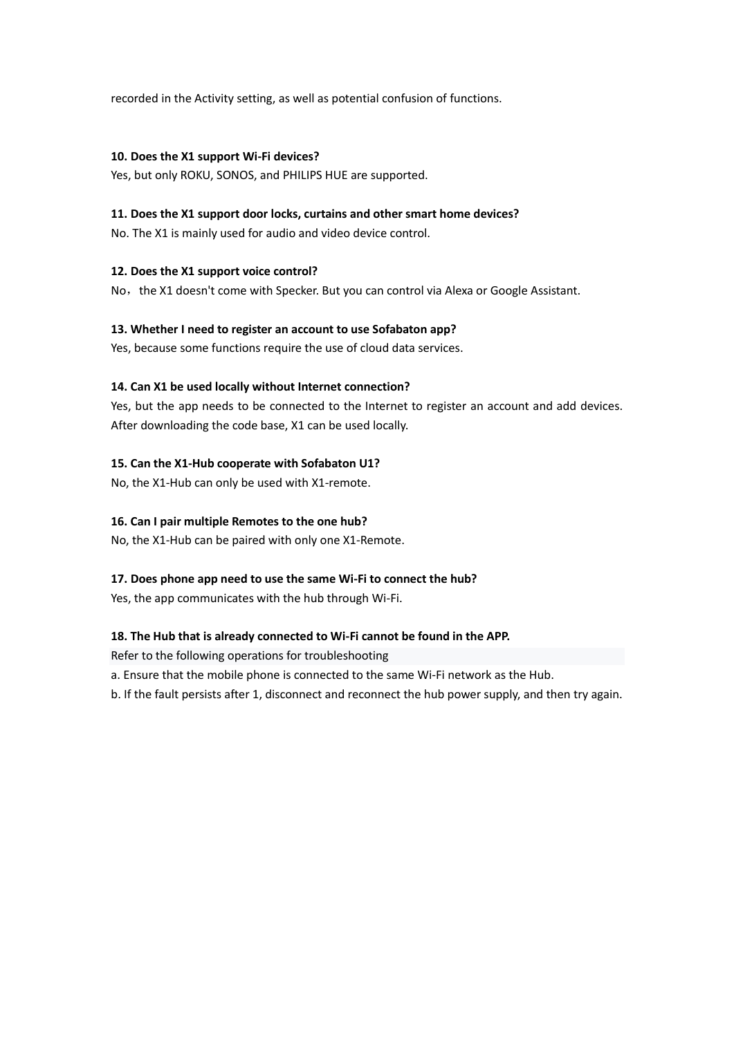recorded in the Activity setting, as well as potential confusion of functions.

**10. Does the X1 support Wi-Fi devices?**

Yes, but only ROKU, SONOS, and PHILIPS HUE are supported.

**11. Does the X1 support door locks, curtains and other smart home devices?**

No. The X1 is mainly used for audio and video device control.

**12. Does the X1 support voice control?**

No，the X1 doesn't come with Specker. But you can control via Alexa or Google Assistant.

**13. Whether I need to register an account to use Sofabaton app?**

Yes, because some functions require the use of cloud data services.

**14. Can X1 be used locally without Internet connection?**

Yes, but the app needs to be connected to the Internet to register an account and add devices. After downloading the code base, X1 can be used locally.

**15. Can the X1-Hub cooperate with Sofabaton U1?**

No, the X1-Hub can only be used with X1-remote.

**16. Can I pair multiple Remotes to the one hub?**

No, the X1-Hub can be paired with only one X1-Remote.

**17. Does phone app need to use the same Wi-Fi to connect the hub?**

Yes, the app communicates with the hub through Wi-Fi.

**18. The Hub that is already connected to Wi-Fi cannot be found in the APP.**

Refer to the following operations for troubleshooting

a. Ensure that the mobile phone is connected to the same Wi-Fi network as the Hub.

b. If the fault persists after 1, disconnect and reconnect the hub power supply, and then try again.